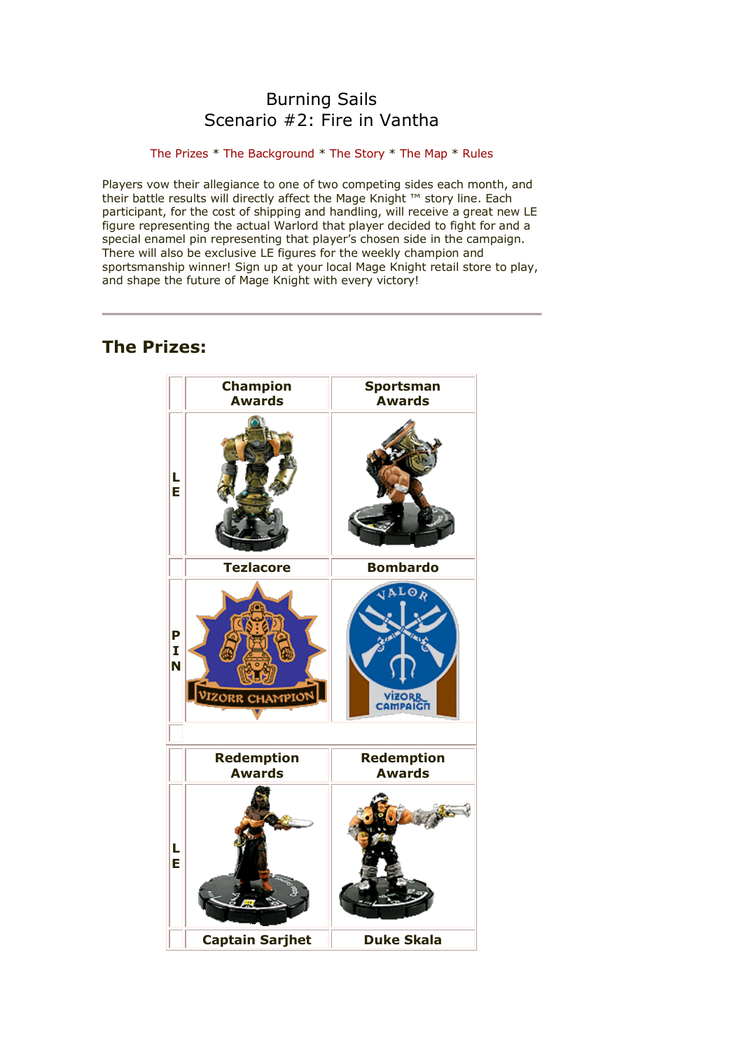# Burning Sails
## Scenario #2: Fire in Vantha

The Prizes * The Background * The Story * The Map * Rules

Players vow their allegiance to one of two competing sides each month, and their battle results will directly affect the Mage Knight ™ story line. Each participant, for the cost of shipping and handling, will receive a great new LE figure representing the actual Warlord that player decided to fight for and a special enamel pin representing that player's chosen side in the campaign. There will also be exclusive LE figures for the weekly champion and sportsmanship winner! Sign up at your local Mage Knight retail store to play, and shape the future of Mage Knight with every victory!

---

## The Prizes:

| | Champion Awards | Sportsman Awards |
|---|---|---|
| LE | Tezlacore | Bombardo |
| PIN | VIZORR CHAMPION | VALOR VIZORR CAMPAIGN |

| | Redemption Awards | Redemption Awards |
|---|---|---|
| LE | Captain Sarjhet | Duke Skala |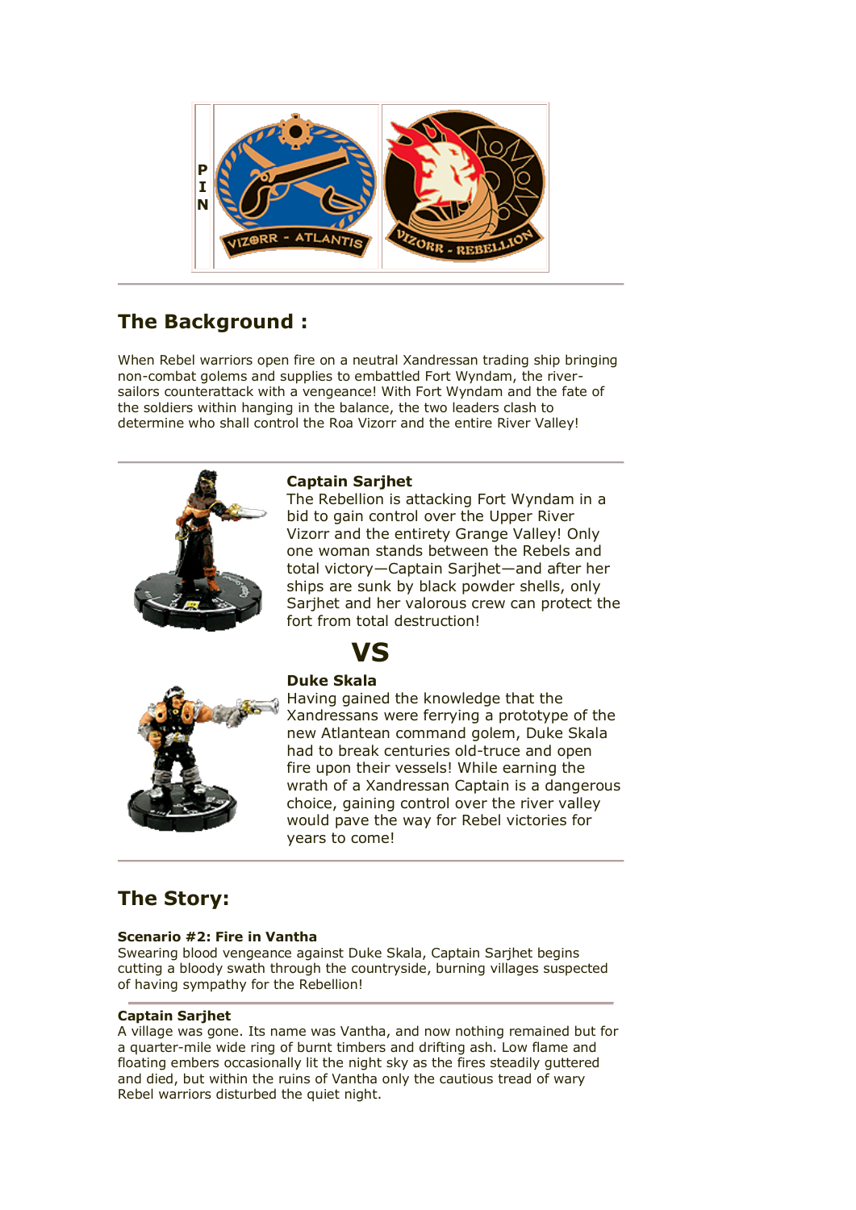PIN

VIZORR - ATLANTIS

VIZORR - REBELLION

## The Background :

When Rebel warriors open fire on a neutral Xandressan trading ship bringing non-combat golems and supplies to embattled Fort Wyndam, the river-sailors counterattack with a vengeance! With Fort Wyndam and the fate of the soldiers within hanging in the balance, the two leaders clash to determine who shall control the Roa Vizorr and the entire River Valley!

**Captain Sarjhet**
The Rebellion is attacking Fort Wyndam in a bid to gain control over the Upper River Vizorr and the entirety Grange Valley! Only one woman stands between the Rebels and total victory—Captain Sarjhet—and after her ships are sunk by black powder shells, only Sarjhet and her valorous crew can protect the fort from total destruction!

# VS

**Duke Skala**
Having gained the knowledge that the Xandressans were ferrying a prototype of the new Atlantean command golem, Duke Skala had to break centuries old-truce and open fire upon their vessels! While earning the wrath of a Xandressan Captain is a dangerous choice, gaining control over the river valley would pave the way for Rebel victories for years to come!

## The Story:

**Scenario #2: Fire in Vantha**
Swearing blood vengeance against Duke Skala, Captain Sarjhet begins cutting a bloody swath through the countryside, burning villages suspected of having sympathy for the Rebellion!

**Captain Sarjhet**
A village was gone. Its name was Vantha, and now nothing remained but for a quarter-mile wide ring of burnt timbers and drifting ash. Low flame and floating embers occasionally lit the night sky as the fires steadily guttered and died, but within the ruins of Vantha only the cautious tread of wary Rebel warriors disturbed the quiet night.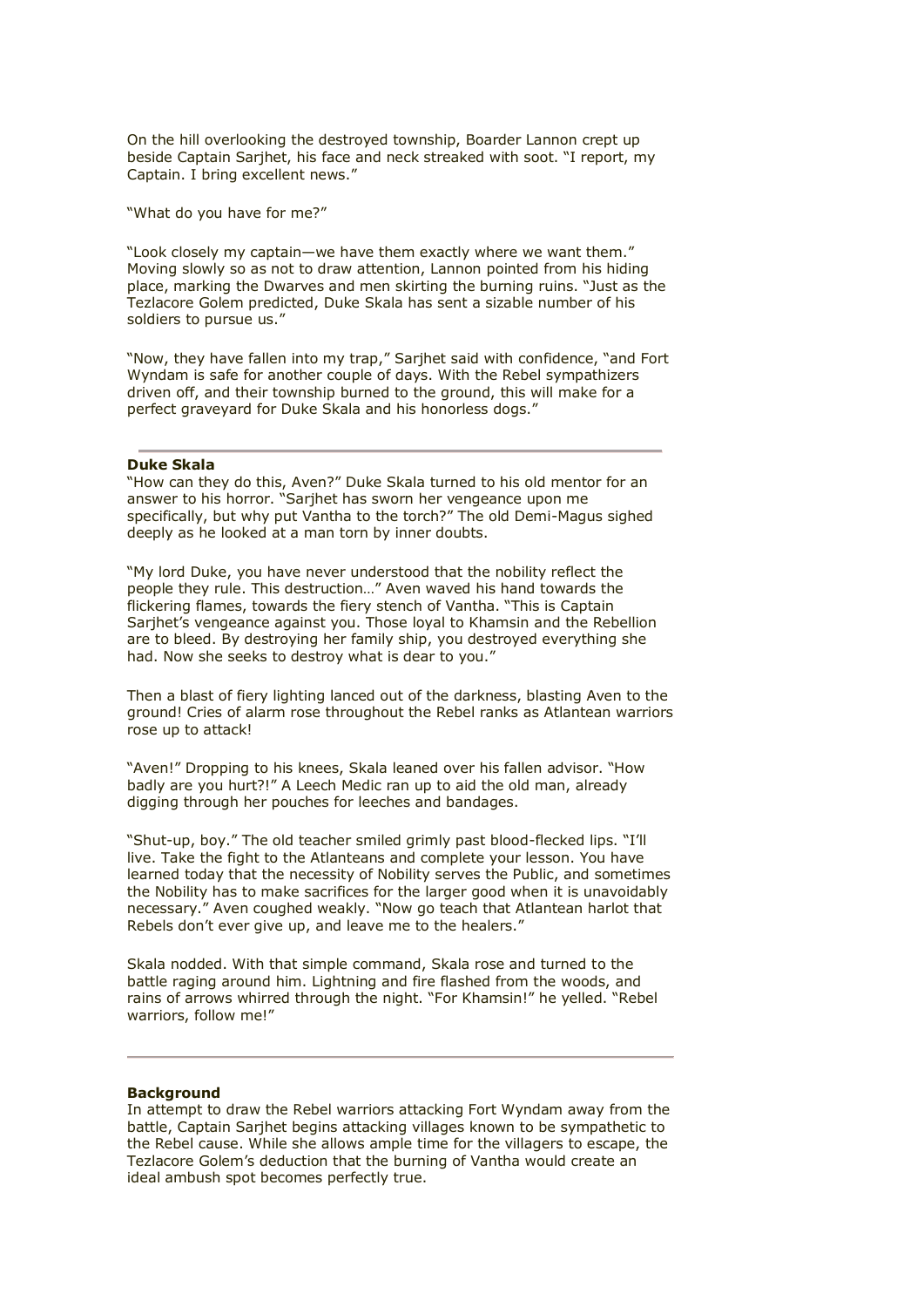On the hill overlooking the destroyed township, Boarder Lannon crept up beside Captain Sarjhet, his face and neck streaked with soot. "I report, my Captain. I bring excellent news."

"What do you have for me?"

"Look closely my captain—we have them exactly where we want them." Moving slowly so as not to draw attention, Lannon pointed from his hiding place, marking the Dwarves and men skirting the burning ruins. "Just as the Tezlacore Golem predicted, Duke Skala has sent a sizable number of his soldiers to pursue us."

"Now, they have fallen into my trap," Sarjhet said with confidence, "and Fort Wyndam is safe for another couple of days. With the Rebel sympathizers driven off, and their township burned to the ground, this will make for a perfect graveyard for Duke Skala and his honorless dogs."

---

**Duke Skala**

"How can they do this, Aven?" Duke Skala turned to his old mentor for an answer to his horror. "Sarjhet has sworn her vengeance upon me specifically, but why put Vantha to the torch?" The old Demi-Magus sighed deeply as he looked at a man torn by inner doubts.

"My lord Duke, you have never understood that the nobility reflect the people they rule. This destruction…" Aven waved his hand towards the flickering flames, towards the fiery stench of Vantha. "This is Captain Sarjhet's vengeance against you. Those loyal to Khamsin and the Rebellion are to bleed. By destroying her family ship, you destroyed everything she had. Now she seeks to destroy what is dear to you."

Then a blast of fiery lighting lanced out of the darkness, blasting Aven to the ground! Cries of alarm rose throughout the Rebel ranks as Atlantean warriors rose up to attack!

"Aven!" Dropping to his knees, Skala leaned over his fallen advisor. "How badly are you hurt?!" A Leech Medic ran up to aid the old man, already digging through her pouches for leeches and bandages.

"Shut-up, boy." The old teacher smiled grimly past blood-flecked lips. "I'll live. Take the fight to the Atlanteans and complete your lesson. You have learned today that the necessity of Nobility serves the Public, and sometimes the Nobility has to make sacrifices for the larger good when it is unavoidably necessary." Aven coughed weakly. "Now go teach that Atlantean harlot that Rebels don't ever give up, and leave me to the healers."

Skala nodded. With that simple command, Skala rose and turned to the battle raging around him. Lightning and fire flashed from the woods, and rains of arrows whirred through the night. "For Khamsin!" he yelled. "Rebel warriors, follow me!"

---

**Background**

In attempt to draw the Rebel warriors attacking Fort Wyndam away from the battle, Captain Sarjhet begins attacking villages known to be sympathetic to the Rebel cause. While she allows ample time for the villagers to escape, the Tezlacore Golem's deduction that the burning of Vantha would create an ideal ambush spot becomes perfectly true.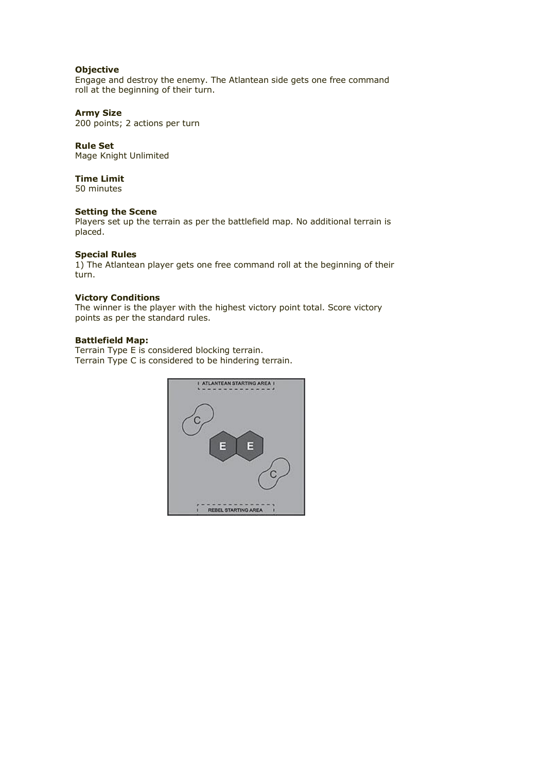**Objective**
Engage and destroy the enemy. The Atlantean side gets one free command roll at the beginning of their turn.

**Army Size**
200 points; 2 actions per turn

**Rule Set**
Mage Knight Unlimited

**Time Limit**
50 minutes

**Setting the Scene**
Players set up the terrain as per the battlefield map. No additional terrain is placed.

**Special Rules**
1) The Atlantean player gets one free command roll at the beginning of their turn.

**Victory Conditions**
The winner is the player with the highest victory point total. Score victory points as per the standard rules.

**Battlefield Map:**
Terrain Type E is considered blocking terrain.
Terrain Type C is considered to be hindering terrain.

ATLANTEAN STARTING AREA

C

E E

C

REBEL STARTING AREA